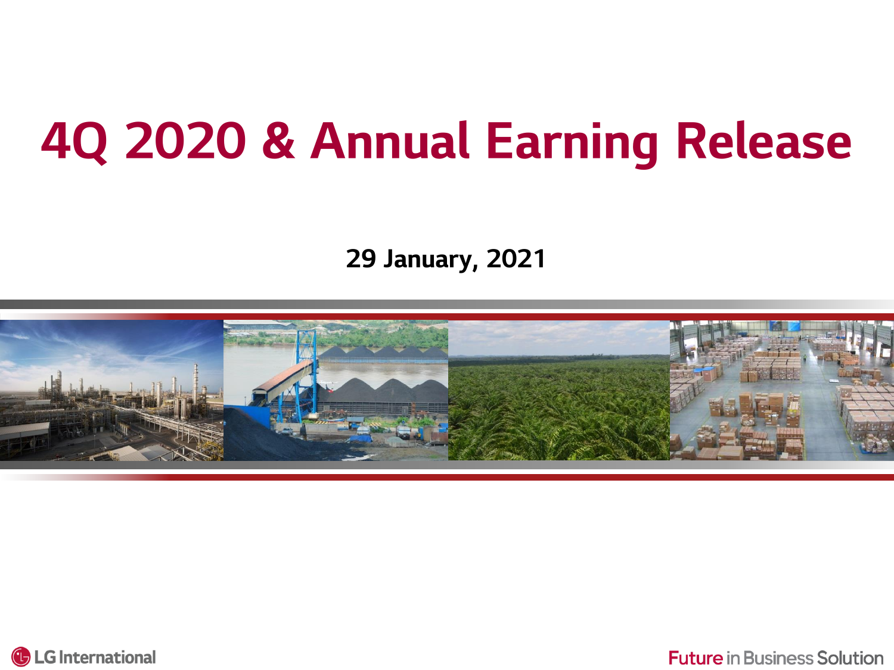# 4Q 2020 & Annual Earning Release

**29 January, 2021**

LG International

Future in Business Solution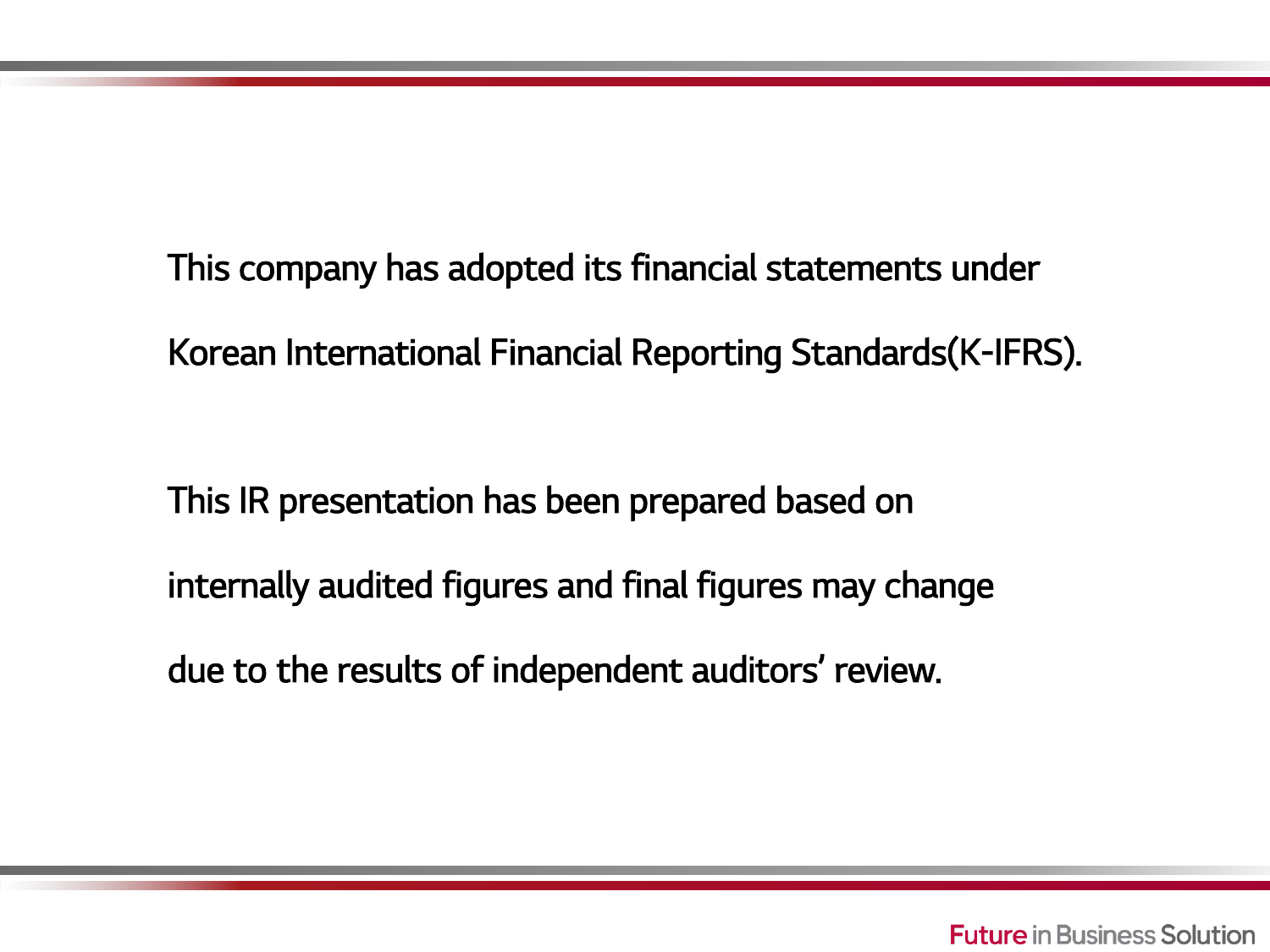This company has adopted its financial statements under Korean International Financial Reporting Standards(K-IFRS).

This IR presentation has been prepared based on internally audited figures and final figures may change due to the results of independent auditors' review.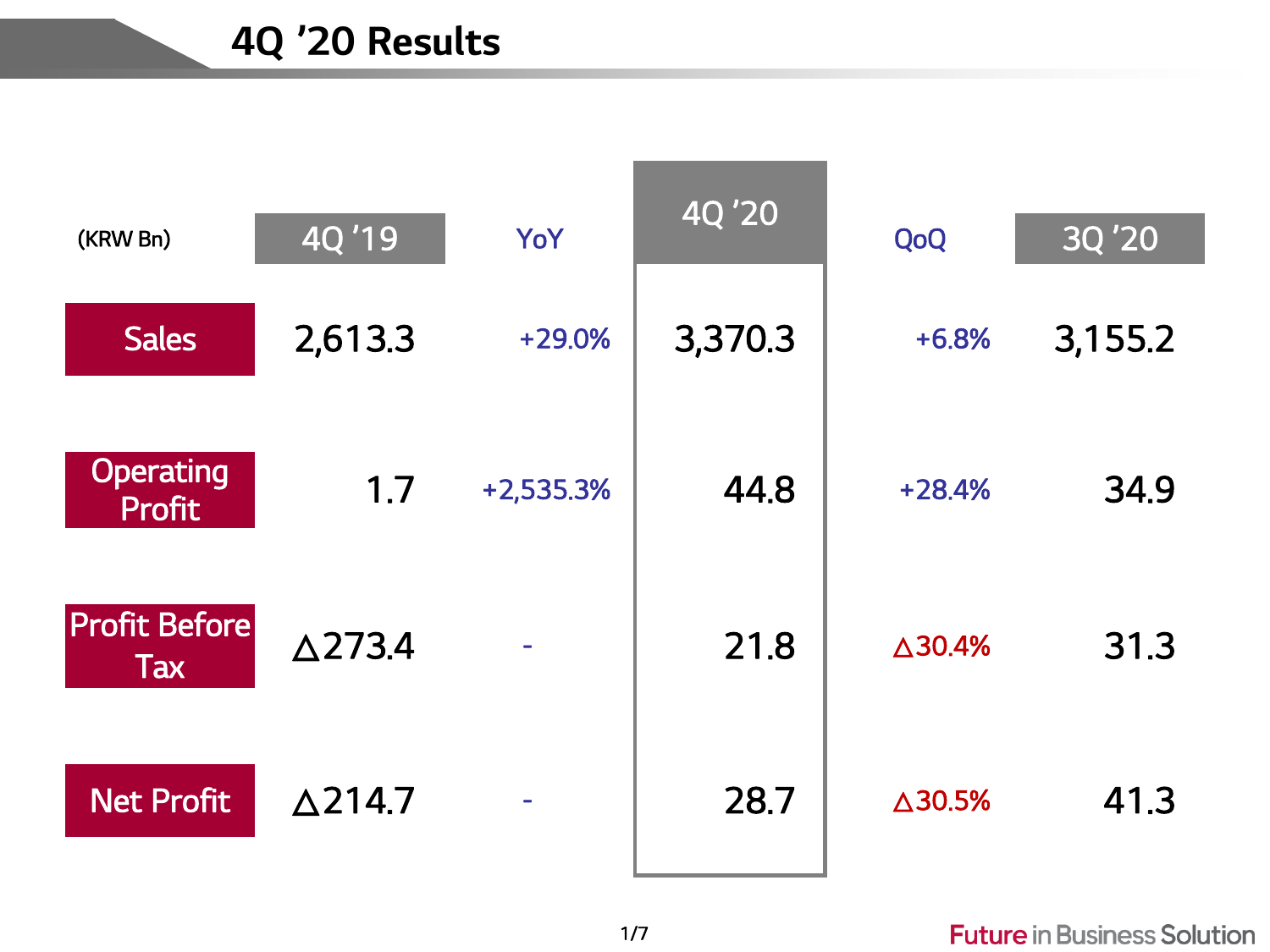# 4Q '20 Results

| (KRW Bn) | 4Q '19 | YoY | 4Q '20 | QoQ | 3Q '20 |
|---|---|---|---|---|---|
| Sales | 2,613.3 | +29.0% | 3,370.3 | +6.8% | 3,155.2 |
| Operating Profit | 1.7 | +2,535.3% | 44.8 | +28.4% | 34.9 |
| Profit Before Tax | △273.4 | - | 21.8 | △30.4% | 31.3 |
| Net Profit | △214.7 | - | 28.7 | △30.5% | 41.3 |

Future in Business Solution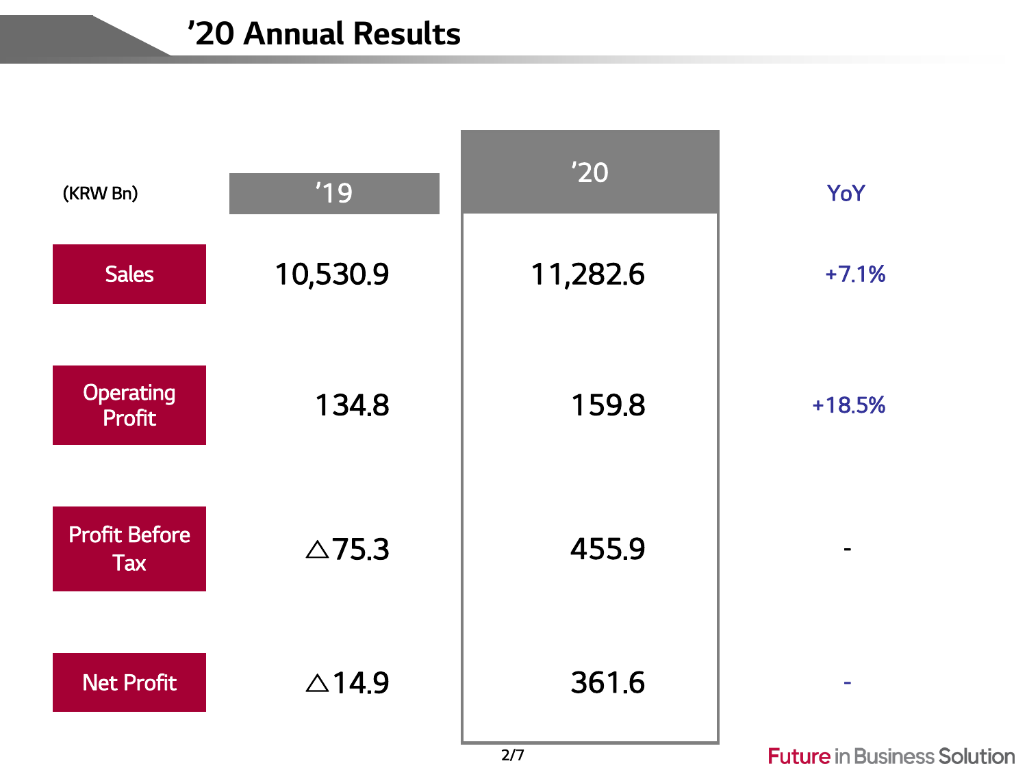# '20 Annual Results

| (KRW Bn) | '19 | '20 | YoY |
| --- | --- | --- | --- |
| Sales | 10,530.9 | 11,282.6 | +7.1% |
| Operating Profit | 134.8 | 159.8 | +18.5% |
| Profit Before Tax | △75.3 | 455.9 | - |
| Net Profit | △14.9 | 361.6 | - |

Future in Business Solution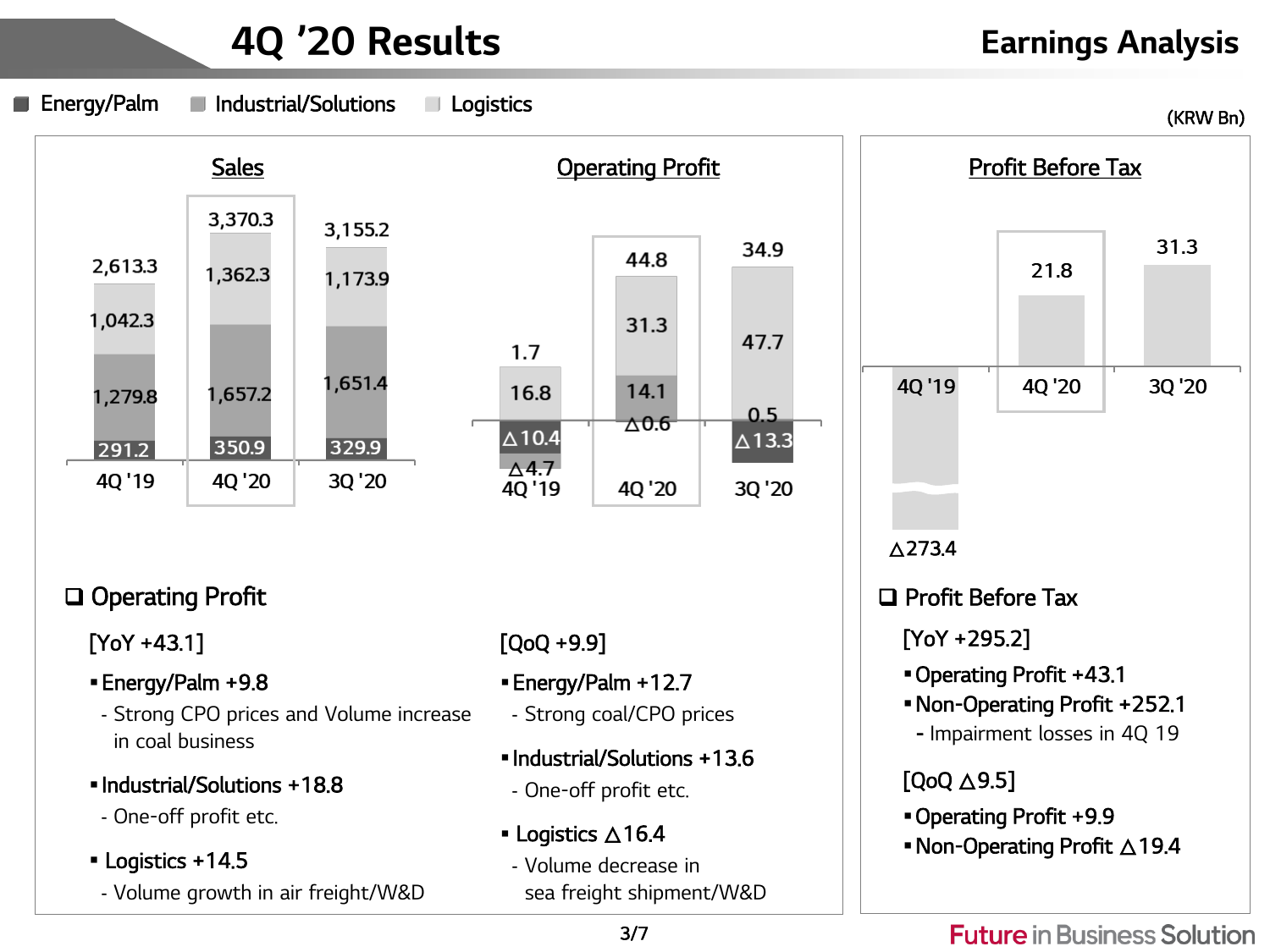# 4Q '20 Results

## Earnings Analysis

Energy/Palm Industrial/Solutions Logistics

(KRW Bn)

### Sales

2,613.3
1,042.3
1,279.8
291.2
4Q '19

3,370.3
1,362.3
1,657.2
350.9
4Q '20

3,155.2
1,173.9
1,651.4
329.9
3Q '20

### Operating Profit

1.7
16.8
△10.4
△4.7
4Q '19

44.8
31.3
14.1
△0.6
4Q '20

34.9
47.7
0.5
△13.3
3Q '20

### Profit Before Tax

4Q '19
△273.4

21.8
4Q '20

31.3
3Q '20

### ❑ Operating Profit

[YoY +43.1]

- Energy/Palm +9.8
  - Strong CPO prices and Volume increase in coal business
- Industrial/Solutions +18.8
  - One-off profit etc.
- Logistics +14.5
  - Volume growth in air freight/W&D

[QoQ +9.9]

- Energy/Palm +12.7
  - Strong coal/CPO prices
- Industrial/Solutions +13.6
  - One-off profit etc.
- Logistics △16.4
  - Volume decrease in sea freight shipment/W&D

### ❑ Profit Before Tax

[YoY +295.2]

- Operating Profit +43.1
- Non-Operating Profit +252.1
  - Impairment losses in 4Q 19

[QoQ △9.5]

- Operating Profit +9.9
- Non-Operating Profit △19.4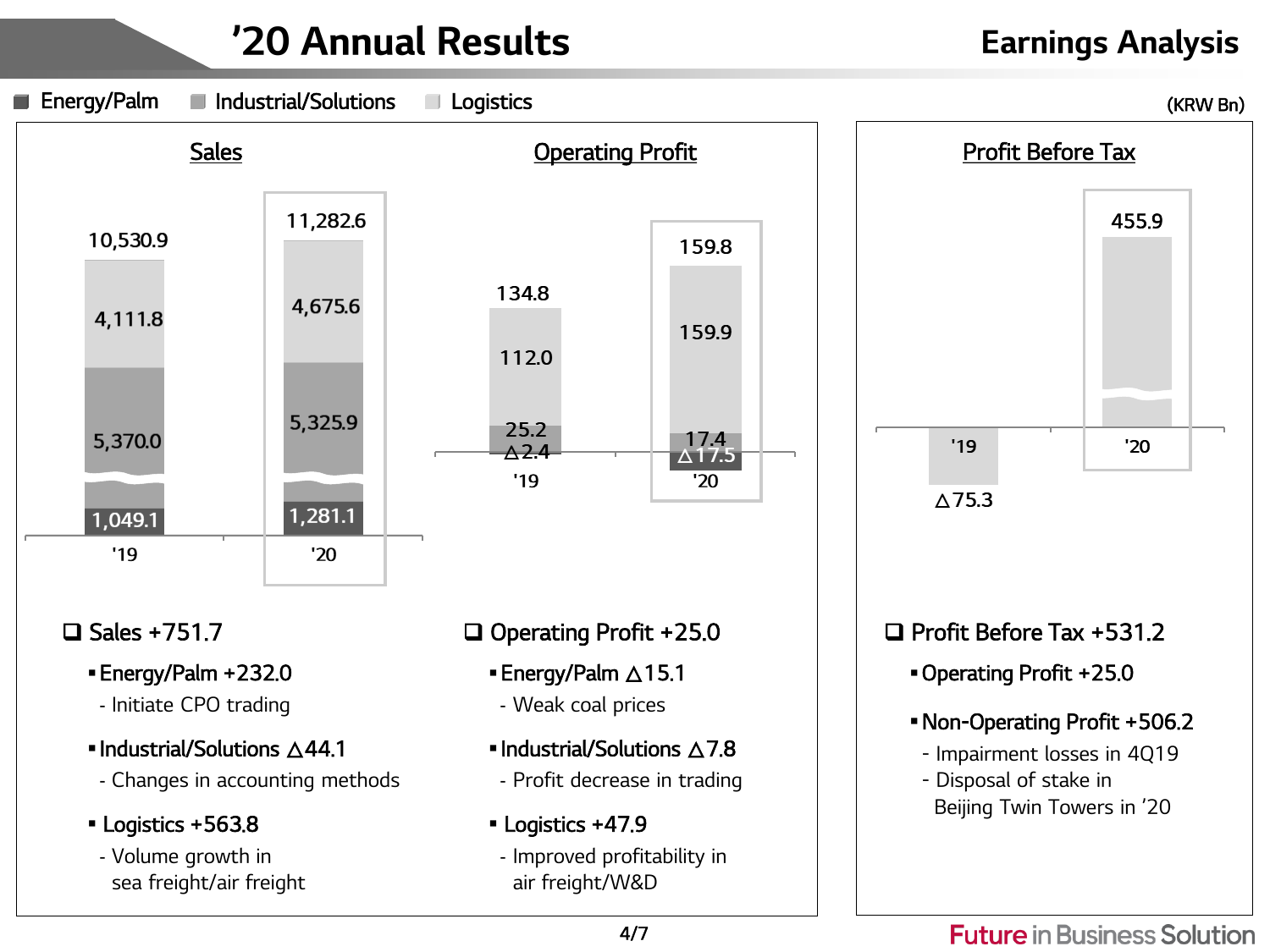# '20 Annual Results

## Earnings Analysis

Energy/Palm　Industrial/Solutions　Logistics

(KRW Bn)

### Sales

'19: 10,530.9 — 4,111.8 / 5,370.0 / 1,049.1

'20: 11,282.6 — 4,675.6 / 5,325.9 / 1,281.1

### Operating Profit

'19: 134.8 — 112.0 / 25.2 / △2.4

'20: 159.8 — 159.9 / 17.4 / △17.5

### Profit Before Tax

'19: △75.3

'20: 455.9

- Sales +751.7
  - Energy/Palm +232.0
    - Initiate CPO trading
  - Industrial/Solutions △44.1
    - Changes in accounting methods
  - Logistics +563.8
    - Volume growth in sea freight/air freight

- Operating Profit +25.0
  - Energy/Palm △15.1
    - Weak coal prices
  - Industrial/Solutions △7.8
    - Profit decrease in trading
  - Logistics +47.9
    - Improved profitability in air freight/W&D

- Profit Before Tax +531.2
  - Operating Profit +25.0
  - Non-Operating Profit +506.2
    - Impairment losses in 4Q19
    - Disposal of stake in Beijing Twin Towers in '20

Future in Business Solution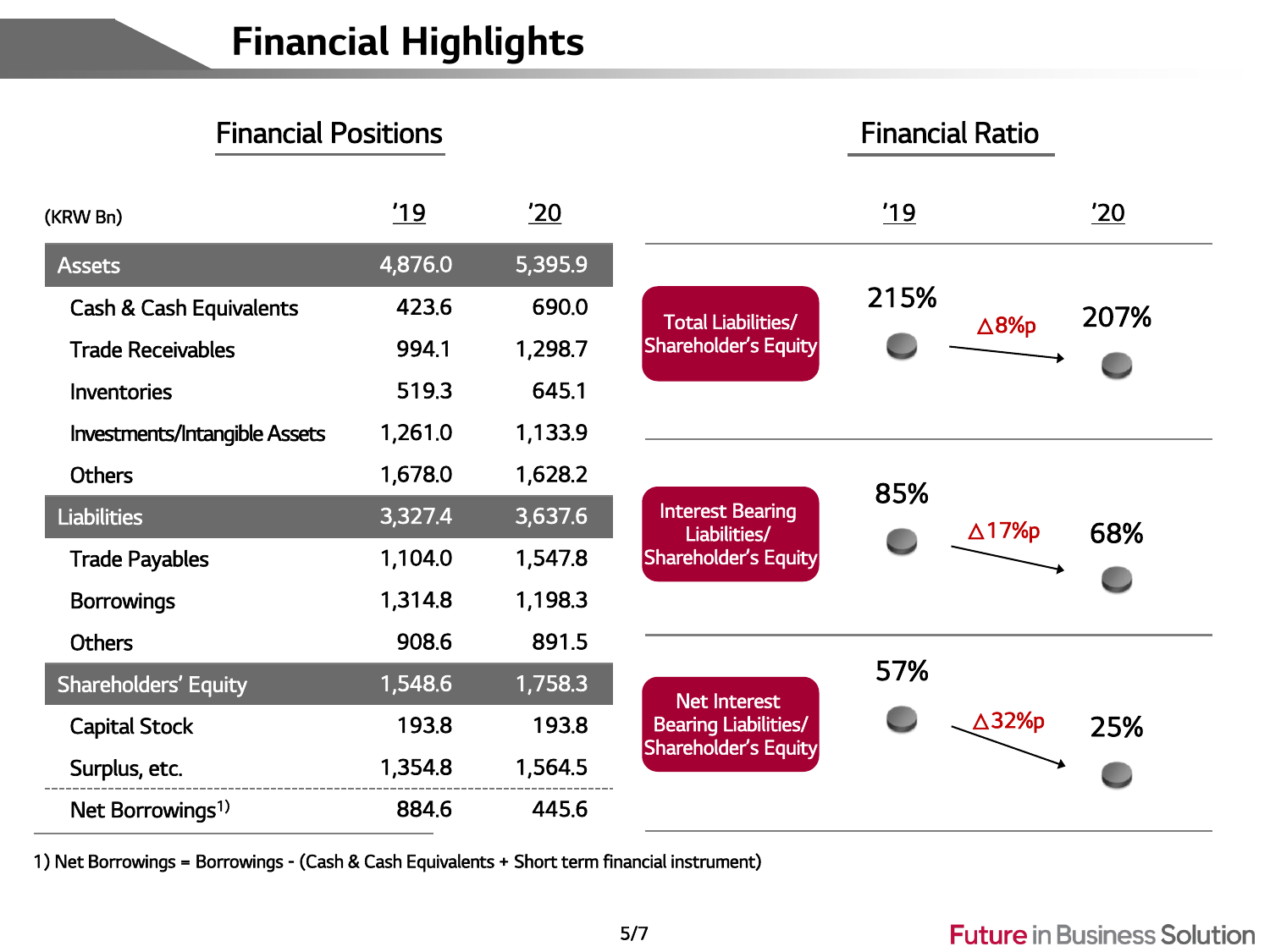# Financial Highlights

## Financial Positions

| (KRW Bn) | '19 | '20 |
|---|---|---|
| **Assets** | **4,876.0** | **5,395.9** |
| Cash & Cash Equivalents | 423.6 | 690.0 |
| Trade Receivables | 994.1 | 1,298.7 |
| Inventories | 519.3 | 645.1 |
| Investments/Intangible Assets | 1,261.0 | 1,133.9 |
| Others | 1,678.0 | 1,628.2 |
| **Liabilities** | **3,327.4** | **3,637.6** |
| Trade Payables | 1,104.0 | 1,547.8 |
| Borrowings | 1,314.8 | 1,198.3 |
| Others | 908.6 | 891.5 |
| **Shareholders' Equity** | **1,548.6** | **1,758.3** |
| Capital Stock | 193.8 | 193.8 |
| Surplus, etc. | 1,354.8 | 1,564.5 |
| Net Borrowings[1] | 884.6 | 445.6 |

1) Net Borrowings = Borrowings - (Cash & Cash Equivalents + Short term financial instrument)

## Financial Ratio

'19 '20

Total Liabilities/ Shareholder's Equity
215%
△8%p
207%

Interest Bearing Liabilities/ Shareholder's Equity
85%
△17%p
68%

Net Interest Bearing Liabilities/ Shareholder's Equity
57%
△32%p
25%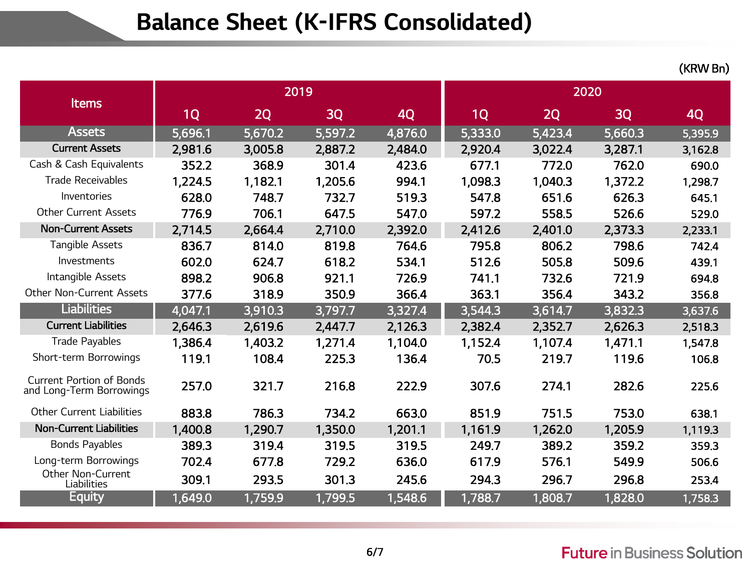# Balance Sheet (K-IFRS Consolidated)

(KRW Bn)

| Items | 2019 | | | | 2020 | | | |
|---|---|---|---|---|---|---|---|---|
| | 1Q | 2Q | 3Q | 4Q | 1Q | 2Q | 3Q | 4Q |
| **Assets** | 5,696.1 | 5,670.2 | 5,597.2 | 4,876.0 | 5,333.0 | 5,423.4 | 5,660.3 | 5,395.9 |
| **Current Assets** | 2,981.6 | 3,005.8 | 2,887.2 | 2,484.0 | 2,920.4 | 3,022.4 | 3,287.1 | 3,162.8 |
| Cash & Cash Equivalents | 352.2 | 368.9 | 301.4 | 423.6 | 677.1 | 772.0 | 762.0 | 690.0 |
| Trade Receivables | 1,224.5 | 1,182.1 | 1,205.6 | 994.1 | 1,098.3 | 1,040.3 | 1,372.2 | 1,298.7 |
| Inventories | 628.0 | 748.7 | 732.7 | 519.3 | 547.8 | 651.6 | 626.3 | 645.1 |
| Other Current Assets | 776.9 | 706.1 | 647.5 | 547.0 | 597.2 | 558.5 | 526.6 | 529.0 |
| **Non-Current Assets** | 2,714.5 | 2,664.4 | 2,710.0 | 2,392.0 | 2,412.6 | 2,401.0 | 2,373.3 | 2,233.1 |
| Tangible Assets | 836.7 | 814.0 | 819.8 | 764.6 | 795.8 | 806.2 | 798.6 | 742.4 |
| Investments | 602.0 | 624.7 | 618.2 | 534.1 | 512.6 | 505.8 | 509.6 | 439.1 |
| Intangible Assets | 898.2 | 906.8 | 921.1 | 726.9 | 741.1 | 732.6 | 721.9 | 694.8 |
| Other Non-Current Assets | 377.6 | 318.9 | 350.9 | 366.4 | 363.1 | 356.4 | 343.2 | 356.8 |
| **Liabilities** | 4,047.1 | 3,910.3 | 3,797.7 | 3,327.4 | 3,544.3 | 3,614.7 | 3,832.3 | 3,637.6 |
| **Current Liabilities** | 2,646.3 | 2,619.6 | 2,447.7 | 2,126.3 | 2,382.4 | 2,352.7 | 2,626.3 | 2,518.3 |
| Trade Payables | 1,386.4 | 1,403.2 | 1,271.4 | 1,104.0 | 1,152.4 | 1,107.4 | 1,471.1 | 1,547.8 |
| Short-term Borrowings | 119.1 | 108.4 | 225.3 | 136.4 | 70.5 | 219.7 | 119.6 | 106.8 |
| Current Portion of Bonds and Long-Term Borrowings | 257.0 | 321.7 | 216.8 | 222.9 | 307.6 | 274.1 | 282.6 | 225.6 |
| Other Current Liabilities | 883.8 | 786.3 | 734.2 | 663.0 | 851.9 | 751.5 | 753.0 | 638.1 |
| **Non-Current Liabilities** | 1,400.8 | 1,290.7 | 1,350.0 | 1,201.1 | 1,161.9 | 1,262.0 | 1,205.9 | 1,119.3 |
| Bonds Payables | 389.3 | 319.4 | 319.5 | 319.5 | 249.7 | 389.2 | 359.2 | 359.3 |
| Long-term Borrowings | 702.4 | 677.8 | 729.2 | 636.0 | 617.9 | 576.1 | 549.9 | 506.6 |
| Other Non-Current Liabilities | 309.1 | 293.5 | 301.3 | 245.6 | 294.3 | 296.7 | 296.8 | 253.4 |
| **Equity** | 1,649.0 | 1,759.9 | 1,799.5 | 1,548.6 | 1,788.7 | 1,808.7 | 1,828.0 | 1,758.3 |

Future in Business Solution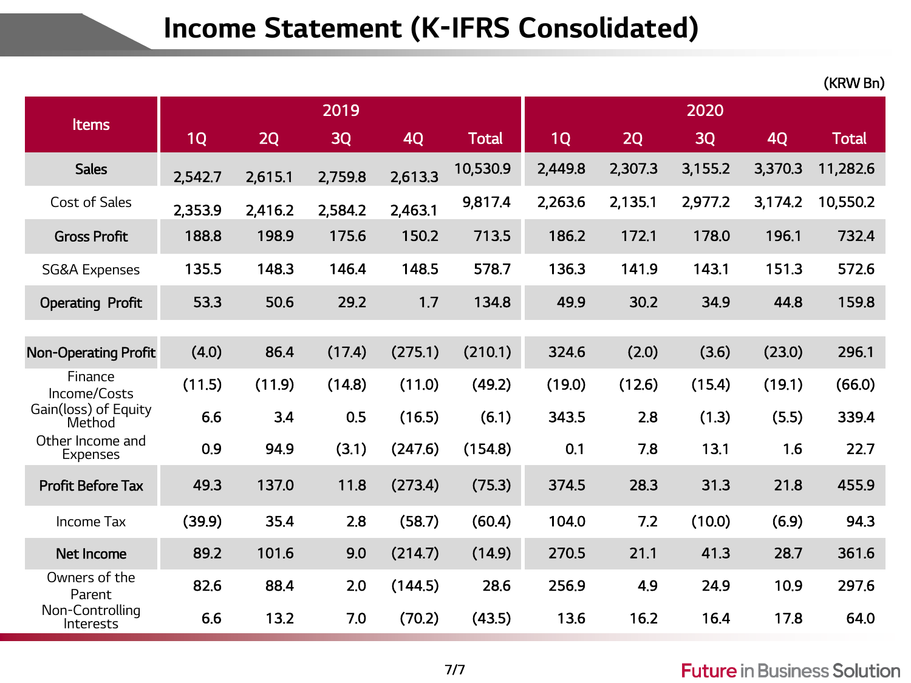# Income Statement (K-IFRS Consolidated)

(KRW Bn)

| Items | 2019 | | | | | 2020 | | | | |
|---|---|---|---|---|---|---|---|---|---|---|
| | 1Q | 2Q | 3Q | 4Q | Total | 1Q | 2Q | 3Q | 4Q | Total |
| **Sales** | 2,542.7 | 2,615.1 | 2,759.8 | 2,613.3 | 10,530.9 | 2,449.8 | 2,307.3 | 3,155.2 | 3,370.3 | 11,282.6 |
| Cost of Sales | 2,353.9 | 2,416.2 | 2,584.2 | 2,463.1 | 9,817.4 | 2,263.6 | 2,135.1 | 2,977.2 | 3,174.2 | 10,550.2 |
| **Gross Profit** | 188.8 | 198.9 | 175.6 | 150.2 | 713.5 | 186.2 | 172.1 | 178.0 | 196.1 | 732.4 |
| SG&A Expenses | 135.5 | 148.3 | 146.4 | 148.5 | 578.7 | 136.3 | 141.9 | 143.1 | 151.3 | 572.6 |
| **Operating Profit** | 53.3 | 50.6 | 29.2 | 1.7 | 134.8 | 49.9 | 30.2 | 34.9 | 44.8 | 159.8 |
| **Non-Operating Profit** | (4.0) | 86.4 | (17.4) | (275.1) | (210.1) | 324.6 | (2.0) | (3.6) | (23.0) | 296.1 |
| Finance Income/Costs | (11.5) | (11.9) | (14.8) | (11.0) | (49.2) | (19.0) | (12.6) | (15.4) | (19.1) | (66.0) |
| Gain(loss) of Equity Method | 6.6 | 3.4 | 0.5 | (16.5) | (6.1) | 343.5 | 2.8 | (1.3) | (5.5) | 339.4 |
| Other Income and Expenses | 0.9 | 94.9 | (3.1) | (247.6) | (154.8) | 0.1 | 7.8 | 13.1 | 1.6 | 22.7 |
| **Profit Before Tax** | 49.3 | 137.0 | 11.8 | (273.4) | (75.3) | 374.5 | 28.3 | 31.3 | 21.8 | 455.9 |
| Income Tax | (39.9) | 35.4 | 2.8 | (58.7) | (60.4) | 104.0 | 7.2 | (10.0) | (6.9) | 94.3 |
| **Net Income** | 89.2 | 101.6 | 9.0 | (214.7) | (14.9) | 270.5 | 21.1 | 41.3 | 28.7 | 361.6 |
| Owners of the Parent | 82.6 | 88.4 | 2.0 | (144.5) | 28.6 | 256.9 | 4.9 | 24.9 | 10.9 | 297.6 |
| Non-Controlling Interests | 6.6 | 13.2 | 7.0 | (70.2) | (43.5) | 13.6 | 16.2 | 16.4 | 17.8 | 64.0 |